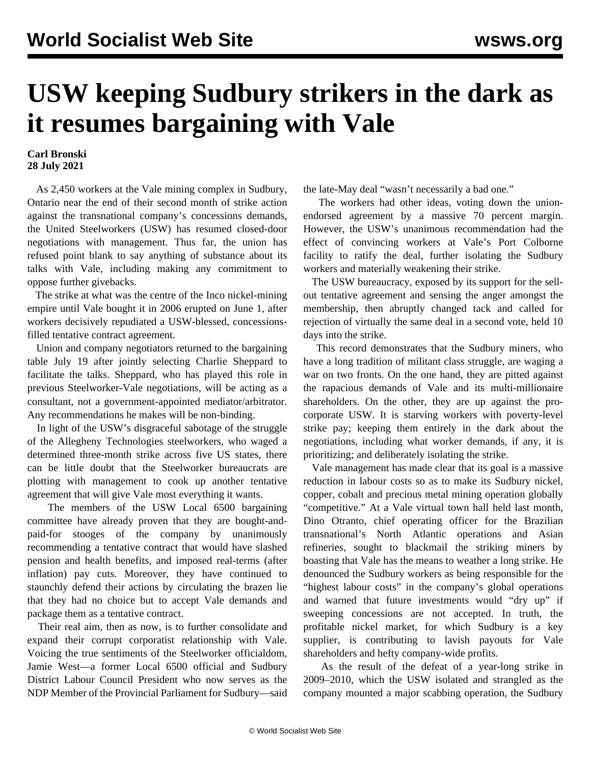# USW keeping Sudbury strikers in the dark as it resumes bargaining with Vale

**Carl Bronski**
**28 July 2021**

As 2,450 workers at the Vale mining complex in Sudbury, Ontario near the end of their second month of strike action against the transnational company's concessions demands, the United Steelworkers (USW) has resumed closed-door negotiations with management. Thus far, the union has refused point blank to say anything of substance about its talks with Vale, including making any commitment to oppose further givebacks.

The strike at what was the centre of the Inco nickel-mining empire until Vale bought it in 2006 erupted on June 1, after workers decisively repudiated a USW-blessed, concessions-filled tentative contract agreement.

Union and company negotiators returned to the bargaining table July 19 after jointly selecting Charlie Sheppard to facilitate the talks. Sheppard, who has played this role in previous Steelworker-Vale negotiations, will be acting as a consultant, not a government-appointed mediator/arbitrator. Any recommendations he makes will be non-binding.

In light of the USW's disgraceful sabotage of the struggle of the Allegheny Technologies steelworkers, who waged a determined three-month strike across five US states, there can be little doubt that the Steelworker bureaucrats are plotting with management to cook up another tentative agreement that will give Vale most everything it wants.

The members of the USW Local 6500 bargaining committee have already proven that they are bought-and-paid-for stooges of the company by unanimously recommending a tentative contract that would have slashed pension and health benefits, and imposed real-terms (after inflation) pay cuts. Moreover, they have continued to staunchly defend their actions by circulating the brazen lie that they had no choice but to accept Vale demands and package them as a tentative contract.

Their real aim, then as now, is to further consolidate and expand their corrupt corporatist relationship with Vale. Voicing the true sentiments of the Steelworker officialdom, Jamie West—a former Local 6500 official and Sudbury District Labour Council President who now serves as the NDP Member of the Provincial Parliament for Sudbury—said the late-May deal "wasn't necessarily a bad one."

The workers had other ideas, voting down the union-endorsed agreement by a massive 70 percent margin. However, the USW's unanimous recommendation had the effect of convincing workers at Vale's Port Colborne facility to ratify the deal, further isolating the Sudbury workers and materially weakening their strike.

The USW bureaucracy, exposed by its support for the sell-out tentative agreement and sensing the anger amongst the membership, then abruptly changed tack and called for rejection of virtually the same deal in a second vote, held 10 days into the strike.

This record demonstrates that the Sudbury miners, who have a long tradition of militant class struggle, are waging a war on two fronts. On the one hand, they are pitted against the rapacious demands of Vale and its multi-millionaire shareholders. On the other, they are up against the pro-corporate USW. It is starving workers with poverty-level strike pay; keeping them entirely in the dark about the negotiations, including what worker demands, if any, it is prioritizing; and deliberately isolating the strike.

Vale management has made clear that its goal is a massive reduction in labour costs so as to make its Sudbury nickel, copper, cobalt and precious metal mining operation globally "competitive." At a Vale virtual town hall held last month, Dino Otranto, chief operating officer for the Brazilian transnational's North Atlantic operations and Asian refineries, sought to blackmail the striking miners by boasting that Vale has the means to weather a long strike. He denounced the Sudbury workers as being responsible for the "highest labour costs" in the company's global operations and warned that future investments will "dry up" if sweeping concessions are not accepted. In truth, the profitable nickel market, for which Sudbury is a key supplier, is contributing to lavish payouts for Vale shareholders and hefty company-wide profits.

As the result of the defeat of a year-long strike in 2009–2010, which the USW isolated and strangled as the company mounted a major scabbing operation, the Sudbury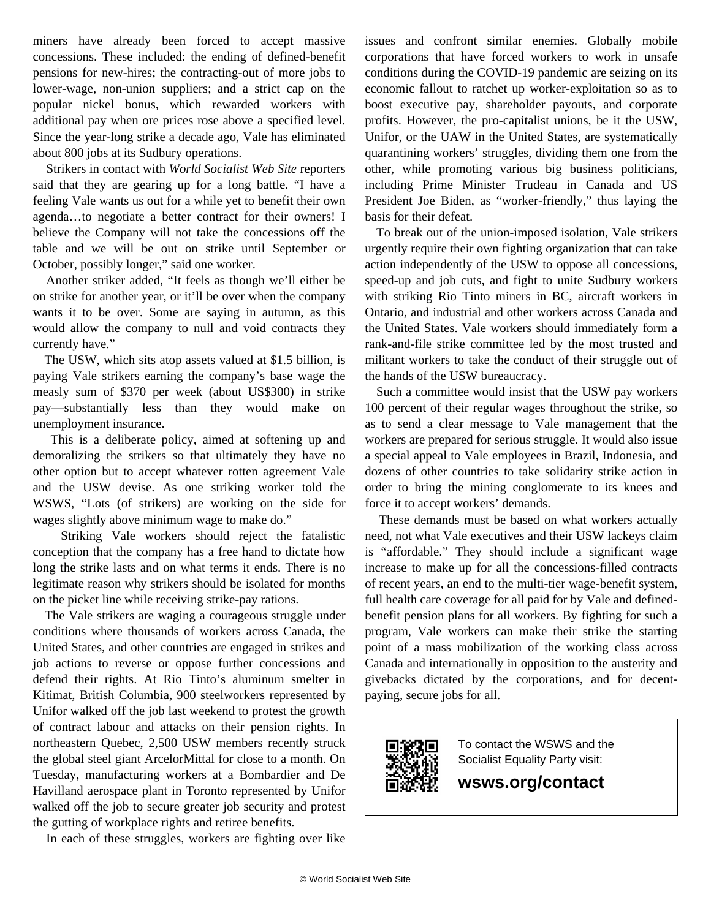miners have already been forced to accept massive concessions. These included: the ending of defined-benefit pensions for new-hires; the contracting-out of more jobs to lower-wage, non-union suppliers; and a strict cap on the popular nickel bonus, which rewarded workers with additional pay when ore prices rose above a specified level. Since the year-long strike a decade ago, Vale has eliminated about 800 jobs at its Sudbury operations.

Strikers in contact with *World Socialist Web Site* reporters said that they are gearing up for a long battle. "I have a feeling Vale wants us out for a while yet to benefit their own agenda…to negotiate a better contract for their owners! I believe the Company will not take the concessions off the table and we will be out on strike until September or October, possibly longer," said one worker.

Another striker added, "It feels as though we'll either be on strike for another year, or it'll be over when the company wants it to be over. Some are saying in autumn, as this would allow the company to null and void contracts they currently have."

The USW, which sits atop assets valued at $1.5 billion, is paying Vale strikers earning the company's base wage the measly sum of $370 per week (about US$300) in strike pay—substantially less than they would make on unemployment insurance.

This is a deliberate policy, aimed at softening up and demoralizing the strikers so that ultimately they have no other option but to accept whatever rotten agreement Vale and the USW devise. As one striking worker told the WSWS, "Lots (of strikers) are working on the side for wages slightly above minimum wage to make do."

Striking Vale workers should reject the fatalistic conception that the company has a free hand to dictate how long the strike lasts and on what terms it ends. There is no legitimate reason why strikers should be isolated for months on the picket line while receiving strike-pay rations.

The Vale strikers are waging a courageous struggle under conditions where thousands of workers across Canada, the United States, and other countries are engaged in strikes and job actions to reverse or oppose further concessions and defend their rights. At Rio Tinto's aluminum smelter in Kitimat, British Columbia, 900 steelworkers represented by Unifor walked off the job last weekend to protest the growth of contract labour and attacks on their pension rights. In northeastern Quebec, 2,500 USW members recently struck the global steel giant ArcelorMittal for close to a month. On Tuesday, manufacturing workers at a Bombardier and De Havilland aerospace plant in Toronto represented by Unifor walked off the job to secure greater job security and protest the gutting of workplace rights and retiree benefits.

In each of these struggles, workers are fighting over like issues and confront similar enemies. Globally mobile corporations that have forced workers to work in unsafe conditions during the COVID-19 pandemic are seizing on its economic fallout to ratchet up worker-exploitation so as to boost executive pay, shareholder payouts, and corporate profits. However, the pro-capitalist unions, be it the USW, Unifor, or the UAW in the United States, are systematically quarantining workers' struggles, dividing them one from the other, while promoting various big business politicians, including Prime Minister Trudeau in Canada and US President Joe Biden, as "worker-friendly," thus laying the basis for their defeat.

To break out of the union-imposed isolation, Vale strikers urgently require their own fighting organization that can take action independently of the USW to oppose all concessions, speed-up and job cuts, and fight to unite Sudbury workers with striking Rio Tinto miners in BC, aircraft workers in Ontario, and industrial and other workers across Canada and the United States. Vale workers should immediately form a rank-and-file strike committee led by the most trusted and militant workers to take the conduct of their struggle out of the hands of the USW bureaucracy.

Such a committee would insist that the USW pay workers 100 percent of their regular wages throughout the strike, so as to send a clear message to Vale management that the workers are prepared for serious struggle. It would also issue a special appeal to Vale employees in Brazil, Indonesia, and dozens of other countries to take solidarity strike action in order to bring the mining conglomerate to its knees and force it to accept workers' demands.

These demands must be based on what workers actually need, not what Vale executives and their USW lackeys claim is "affordable." They should include a significant wage increase to make up for all the concessions-filled contracts of recent years, an end to the multi-tier wage-benefit system, full health care coverage for all paid for by Vale and defined-benefit pension plans for all workers. By fighting for such a program, Vale workers can make their strike the starting point of a mass mobilization of the working class across Canada and internationally in opposition to the austerity and givebacks dictated by the corporations, and for decent-paying, secure jobs for all.

To contact the WSWS and the Socialist Equality Party visit:

**wsws.org/contact**